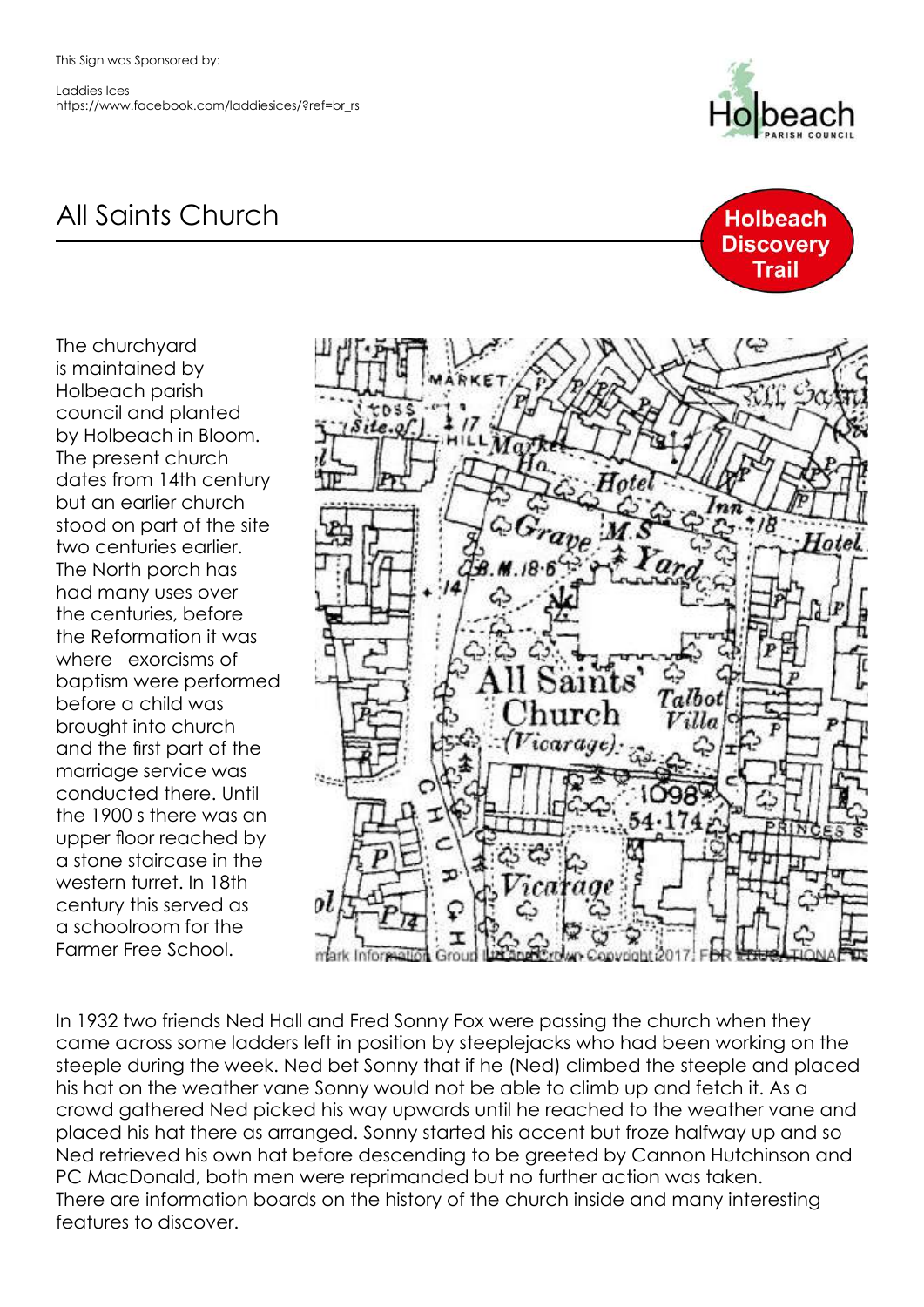This Sign was Sponsored by:

Laddies Ices
https://www.facebook.com/laddiesices/?ref=br_rs

# All Saints Church

Holbeach Discovery Trail

The churchyard is maintained by Holbeach parish council and planted by Holbeach in Bloom. The present church dates from 14th century but an earlier church stood on part of the site two centuries earlier. The North porch has had many uses over the centuries, before the Reformation it was where exorcisms of baptism were performed before a child was brought into church and the first part of the marriage service was conducted there. Until the 1900 s there was an upper floor reached by a stone staircase in the western turret. In 18th century this served as a schoolroom for the Farmer Free School.

In 1932 two friends Ned Hall and Fred Sonny Fox were passing the church when they came across some ladders left in position by steeplejacks who had been working on the steeple during the week. Ned bet Sonny that if he (Ned) climbed the steeple and placed his hat on the weather vane Sonny would not be able to climb up and fetch it. As a crowd gathered Ned picked his way upwards until he reached to the weather vane and placed his hat there as arranged. Sonny started his accent but froze halfway up and so Ned retrieved his own hat before descending to be greeted by Cannon Hutchinson and PC MacDonald, both men were reprimanded but no further action was taken.
There are information boards on the history of the church inside and many interesting features to discover.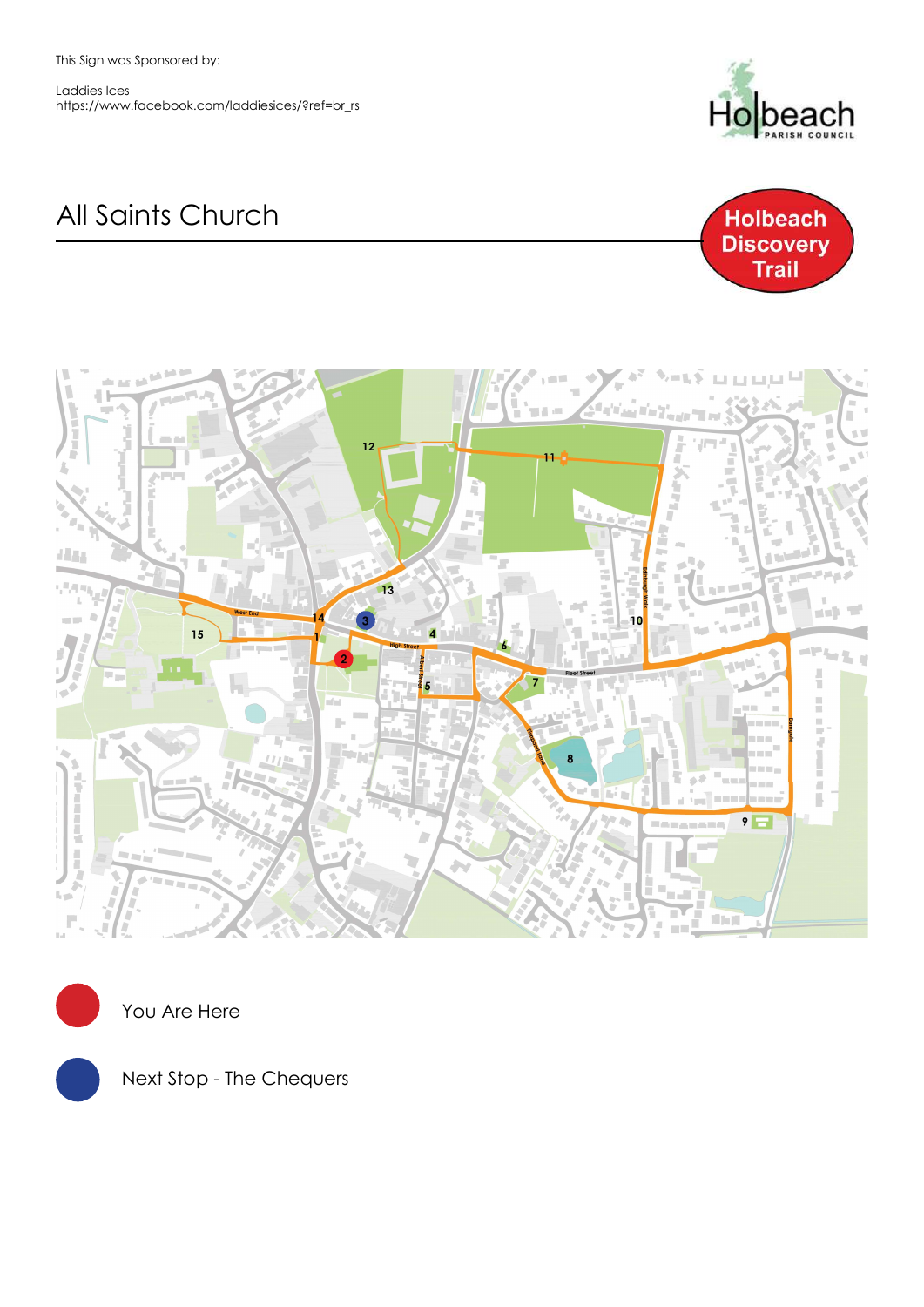This Sign was Sponsored by:

Laddies Ices
https://www.facebook.com/laddiesices/?ref=br_rs

Holbeach PARISH COUNCIL

# All Saints Church

Holbeach Discovery Trail

12
11
13
West End
14
3
10
15
1
4
High Street
6
2
Fleet Street
Albert Street
5
7
8
9

You Are Here

Next Stop - The Chequers